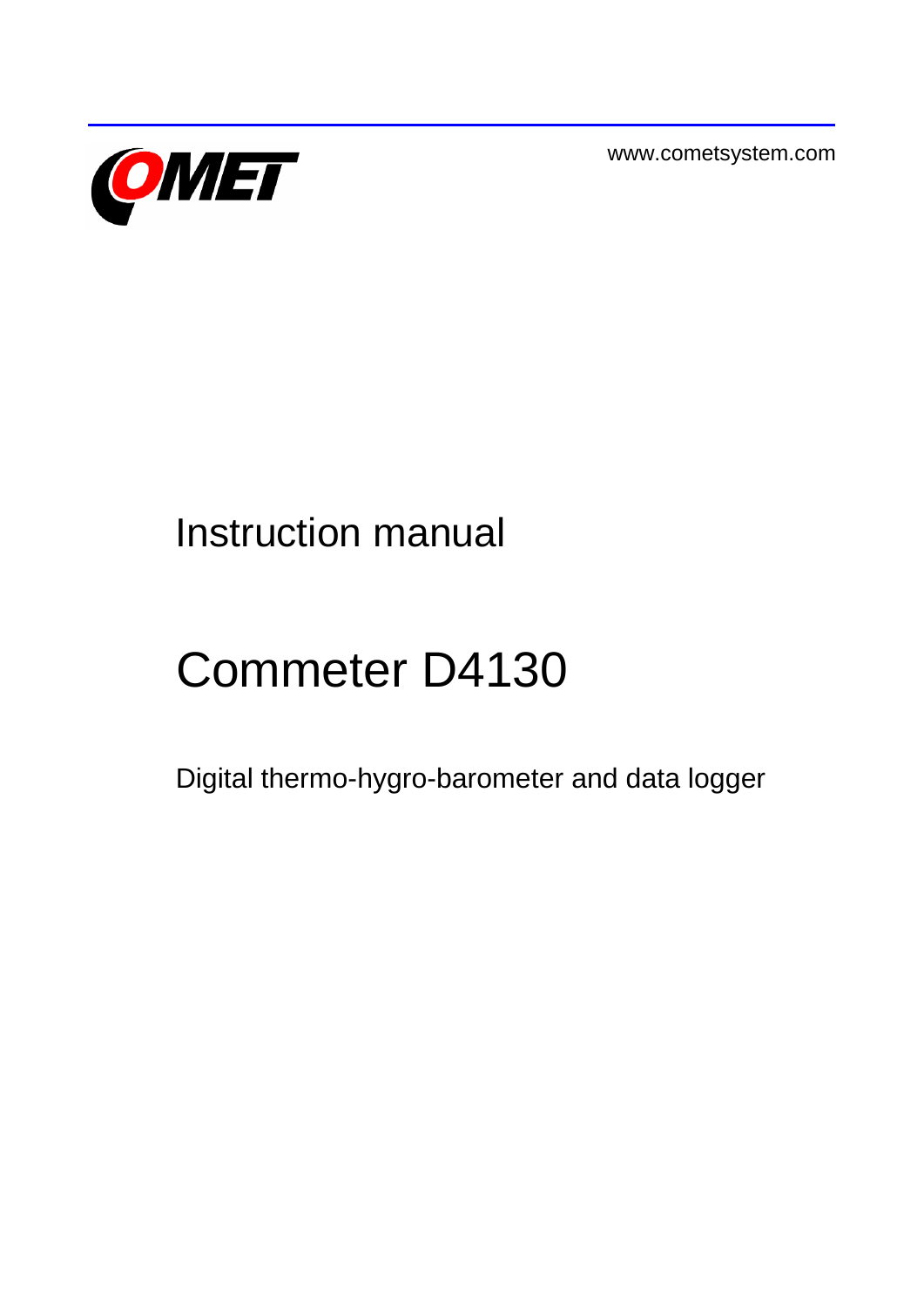www.cometsystem.com

COMET

# Instruction manual

# Commeter D4130

Digital thermo-hygro-barometer and data logger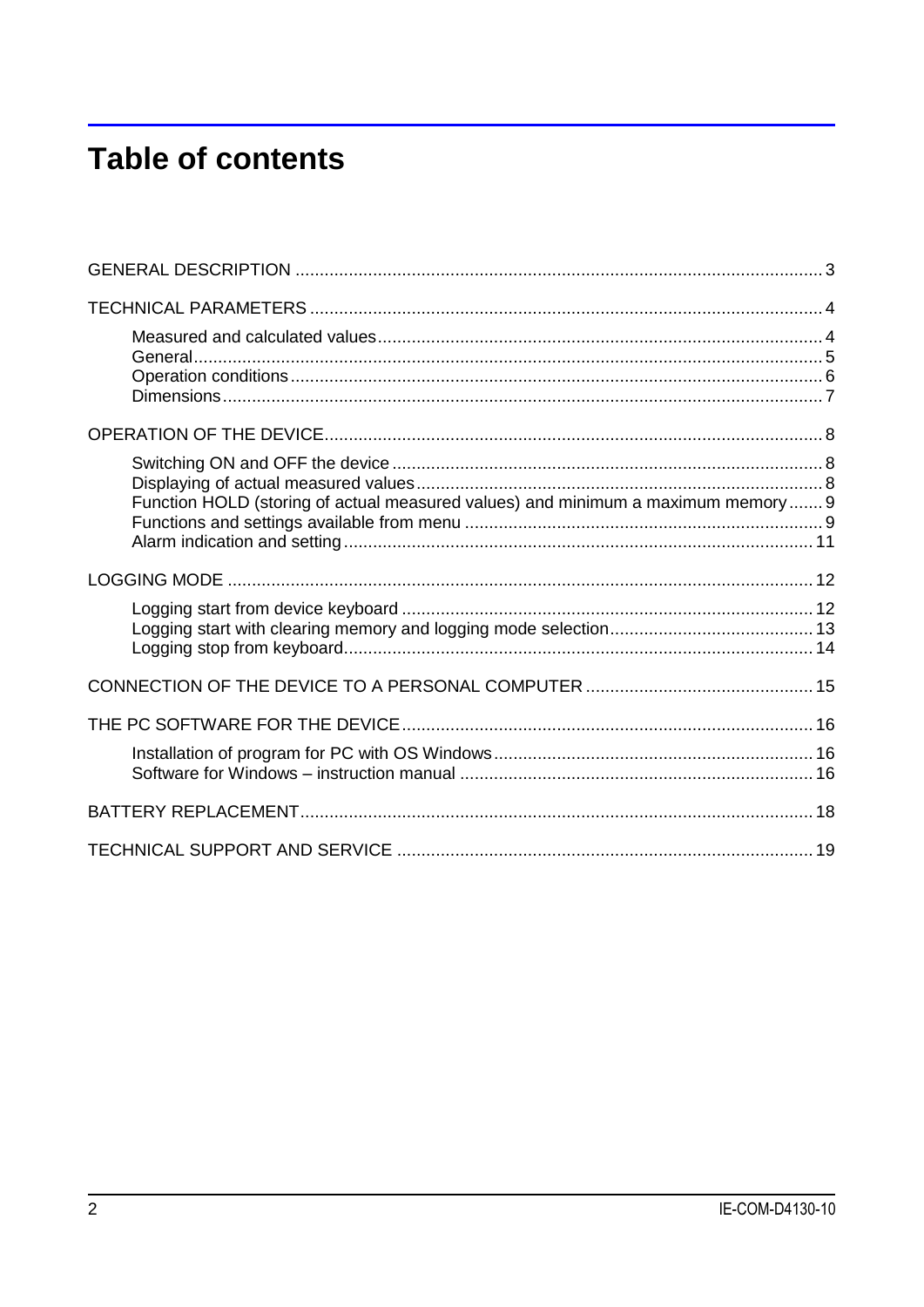# Table of contents

GENERAL DESCRIPTION ............................................................................................................ 3

TECHNICAL PARAMETERS ....................................................................................................... 4

- Measured and calculated values ........................................................................................... 4
- General ................................................................................................................................. 5
- Operation conditions ............................................................................................................ 6
- Dimensions ........................................................................................................................... 7

OPERATION OF THE DEVICE ..................................................................................................... 8

- Switching ON and OFF the device ........................................................................................ 8
- Displaying of actual measured values .................................................................................... 8
- Function HOLD (storing of actual measured values) and minimum a maximum memory ....... 9
- Functions and settings available from menu ......................................................................... 9
- Alarm indication and setting ................................................................................................ 11

LOGGING MODE ....................................................................................................................... 12

- Logging start from device keyboard .................................................................................... 12
- Logging start with clearing memory and logging mode selection .......................................... 13
- Logging stop from keyboard ................................................................................................ 14

CONNECTION OF THE DEVICE TO A PERSONAL COMPUTER .............................................. 15

THE PC SOFTWARE FOR THE DEVICE .................................................................................... 16

- Installation of program for PC with OS Windows ................................................................. 16
- Software for Windows – instruction manual ......................................................................... 16

BATTERY REPLACEMENT ......................................................................................................... 18

TECHNICAL SUPPORT AND SERVICE ..................................................................................... 19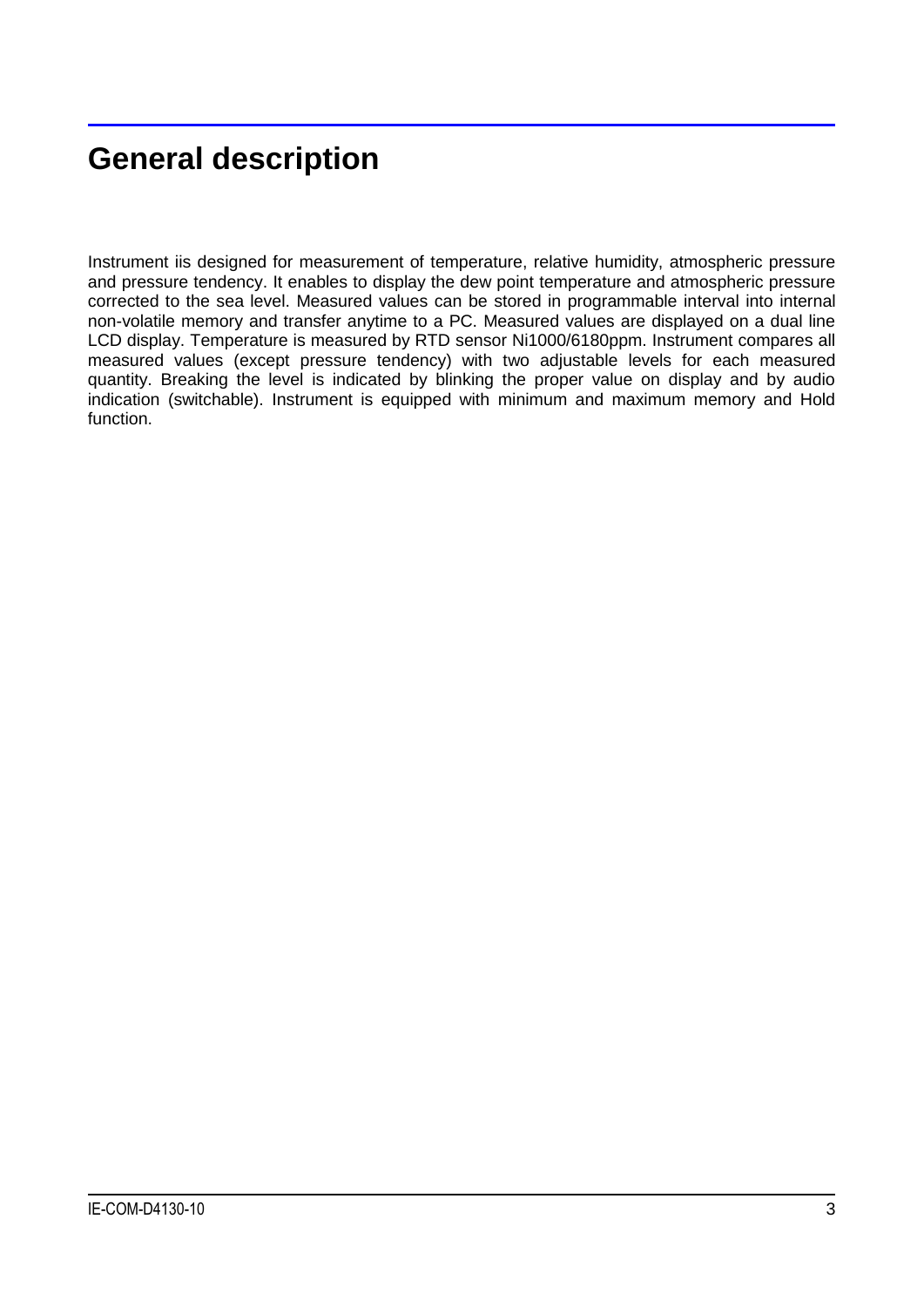# General description

Instrument iis designed for measurement of temperature, relative humidity, atmospheric pressure and pressure tendency. It enables to display the dew point temperature and atmospheric pressure corrected to the sea level. Measured values can be stored in programmable interval into internal non-volatile memory and transfer anytime to a PC. Measured values are displayed on a dual line LCD display. Temperature is measured by RTD sensor Ni1000/6180ppm. Instrument compares all measured values (except pressure tendency) with two adjustable levels for each measured quantity. Breaking the level is indicated by blinking the proper value on display and by audio indication (switchable). Instrument is equipped with minimum and maximum memory and Hold function.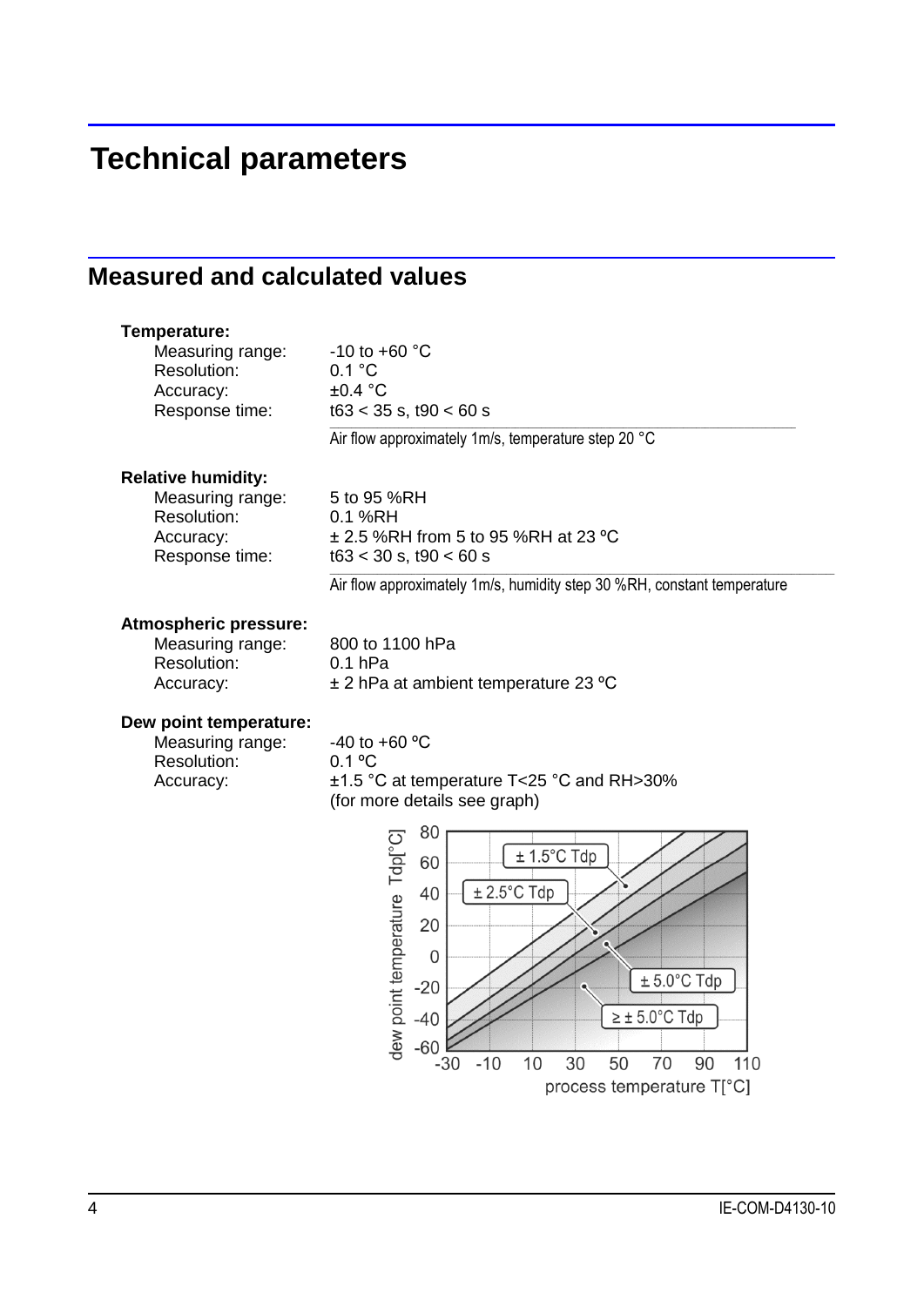# Technical parameters

## Measured and calculated values

**Temperature:**

| | |
|---|---|
| Measuring range: | -10 to +60 °C |
| Resolution: | 0.1 °C |
| Accuracy: | ±0.4 °C |
| Response time: | t63 < 35 s, t90 < 60 s |

Air flow approximately 1m/s, temperature step 20 °C

**Relative humidity:**

| | |
|---|---|
| Measuring range: | 5 to 95 %RH |
| Resolution: | 0.1 %RH |
| Accuracy: | ± 2.5 %RH from 5 to 95 %RH at 23 ºC |
| Response time: | t63 < 30 s, t90 < 60 s |

Air flow approximately 1m/s, humidity step 30 %RH, constant temperature

**Atmospheric pressure:**

| | |
|---|---|
| Measuring range: | 800 to 1100 hPa |
| Resolution: | 0.1 hPa |
| Accuracy: | ± 2 hPa at ambient temperature 23 ºC |

**Dew point temperature:**

| | |
|---|---|
| Measuring range: | -40 to +60 ºC |
| Resolution: | 0.1 ºC |
| Accuracy: | ±1.5 °C at temperature T<25 °C and RH>30% (for more details see graph) |

dew point temperature Tdp[°C] vs. process temperature T[°C]: ± 1.5°C Tdp, ± 2.5°C Tdp, ± 5.0°C Tdp, ≥ ± 5.0°C Tdp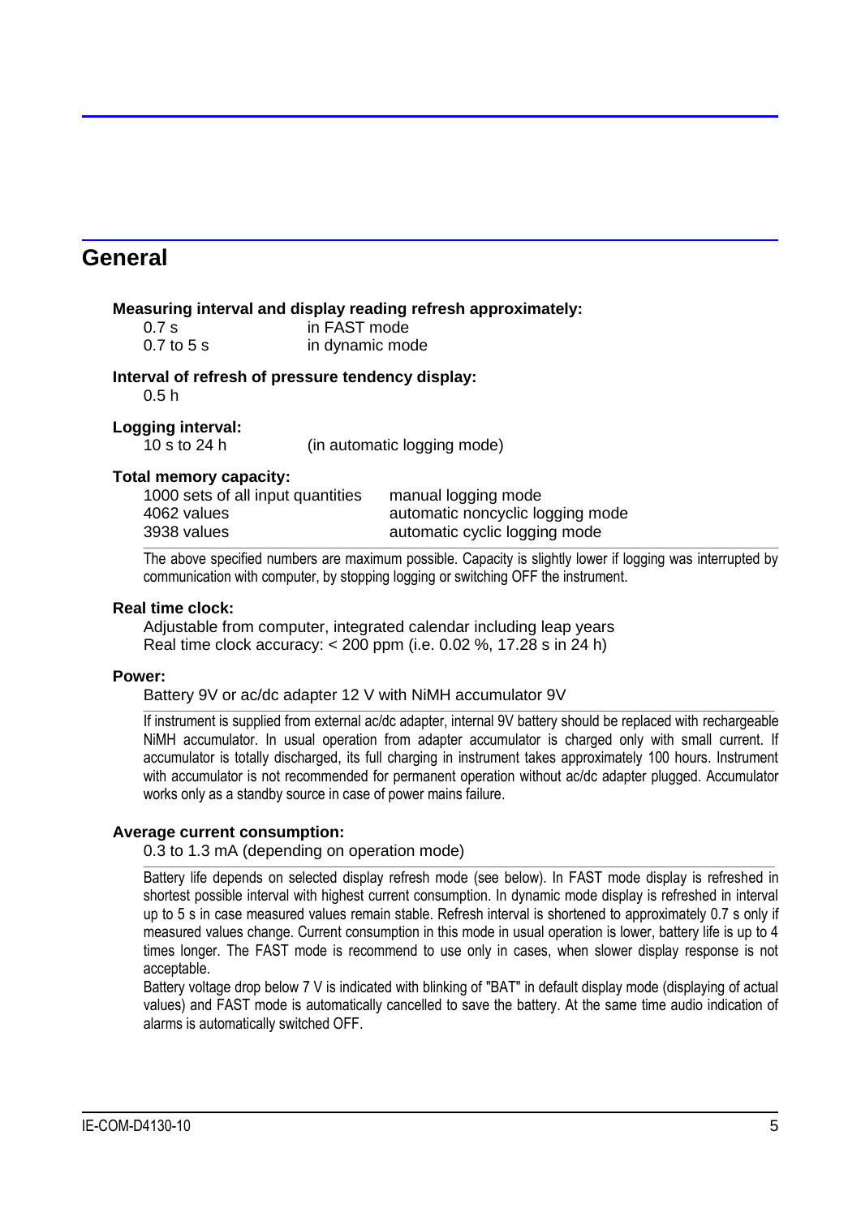## General

**Measuring interval and display reading refresh approximately:**

| | |
|---|---|
| 0.7 s | in FAST mode |
| 0.7 to 5 s | in dynamic mode |

**Interval of refresh of pressure tendency display:**

0.5 h

**Logging interval:**

10 s to 24 h (in automatic logging mode)

**Total memory capacity:**

| | |
|---|---|
| 1000 sets of all input quantities | manual logging mode |
| 4062 values | automatic noncyclic logging mode |
| 3938 values | automatic cyclic logging mode |

The above specified numbers are maximum possible. Capacity is slightly lower if logging was interrupted by communication with computer, by stopping logging or switching OFF the instrument.

**Real time clock:**

Adjustable from computer, integrated calendar including leap years
Real time clock accuracy: < 200 ppm (i.e. 0.02 %, 17.28 s in 24 h)

**Power:**

Battery 9V or ac/dc adapter 12 V with NiMH accumulator 9V

If instrument is supplied from external ac/dc adapter, internal 9V battery should be replaced with rechargeable NiMH accumulator. In usual operation from adapter accumulator is charged only with small current. If accumulator is totally discharged, its full charging in instrument takes approximately 100 hours. Instrument with accumulator is not recommended for permanent operation without ac/dc adapter plugged. Accumulator works only as a standby source in case of power mains failure.

**Average current consumption:**

0.3 to 1.3 mA (depending on operation mode)

Battery life depends on selected display refresh mode (see below). In FAST mode display is refreshed in shortest possible interval with highest current consumption. In dynamic mode display is refreshed in interval up to 5 s in case measured values remain stable. Refresh interval is shortened to approximately 0.7 s only if measured values change. Current consumption in this mode in usual operation is lower, battery life is up to 4 times longer. The FAST mode is recommend to use only in cases, when slower display response is not acceptable.
Battery voltage drop below 7 V is indicated with blinking of "BAT" in default display mode (displaying of actual values) and FAST mode is automatically cancelled to save the battery. At the same time audio indication of alarms is automatically switched OFF.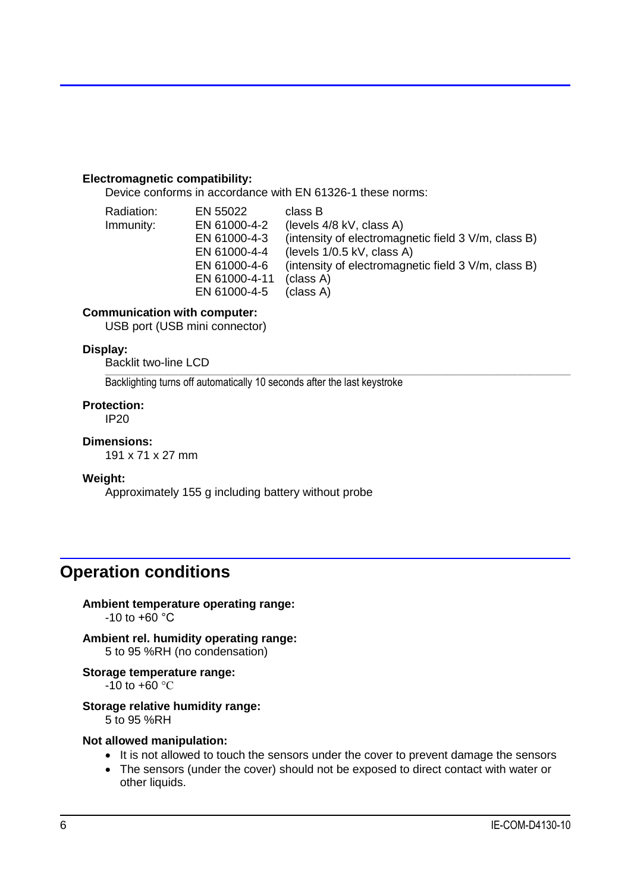**Electromagnetic compatibility:**

Device conforms in accordance with EN 61326-1 these norms:

| | | |
|---|---|---|
| Radiation: | EN 55022 | class B |
| Immunity: | EN 61000-4-2 | (levels 4/8 kV, class A) |
| | EN 61000-4-3 | (intensity of electromagnetic field 3 V/m, class B) |
| | EN 61000-4-4 | (levels 1/0.5 kV, class A) |
| | EN 61000-4-6 | (intensity of electromagnetic field 3 V/m, class B) |
| | EN 61000-4-11 | (class A) |
| | EN 61000-4-5 | (class A) |

**Communication with computer:**

USB port (USB mini connector)

**Display:**

Backlit two-line LCD

Backlighting turns off automatically 10 seconds after the last keystroke

**Protection:**

IP20

**Dimensions:**

191 x 71 x 27 mm

**Weight:**

Approximately 155 g including battery without probe

## Operation conditions

**Ambient temperature operating range:**

-10 to +60 °C

**Ambient rel. humidity operating range:**

5 to 95 %RH (no condensation)

**Storage temperature range:**

-10 to +60 °C

**Storage relative humidity range:**

5 to 95 %RH

**Not allowed manipulation:**

- It is not allowed to touch the sensors under the cover to prevent damage the sensors
- The sensors (under the cover) should not be exposed to direct contact with water or other liquids.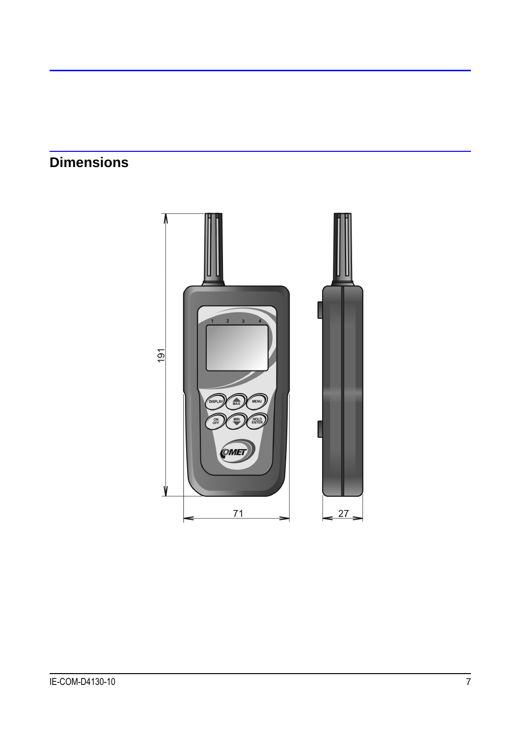## Dimensions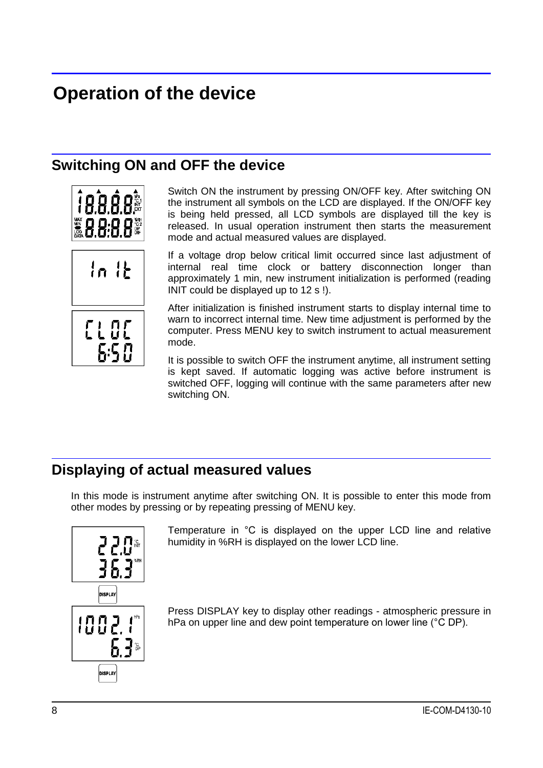# Operation of the device

## Switching ON and OFF the device

Switch ON the instrument by pressing ON/OFF key. After switching ON the instrument all symbols on the LCD are displayed. If the ON/OFF key is being held pressed, all LCD symbols are displayed till the key is released. In usual operation instrument then starts the measurement mode and actual measured values are displayed.

If a voltage drop below critical limit occurred since last adjustment of internal real time clock or battery disconnection longer than approximately 1 min, new instrument initialization is performed (reading INIT could be displayed up to 12 s !).

After initialization is finished instrument starts to display internal time to warn to incorrect internal time. New time adjustment is performed by the computer. Press MENU key to switch instrument to actual measurement mode.

It is possible to switch OFF the instrument anytime, all instrument setting is kept saved. If automatic logging was active before instrument is switched OFF, logging will continue with the same parameters after new switching ON.

## Displaying of actual measured values

In this mode is instrument anytime after switching ON. It is possible to enter this mode from other modes by pressing or by repeating pressing of MENU key.

Temperature in °C is displayed on the upper LCD line and relative humidity in %RH is displayed on the lower LCD line.

Press DISPLAY key to display other readings - atmospheric pressure in hPa on upper line and dew point temperature on lower line (°C DP).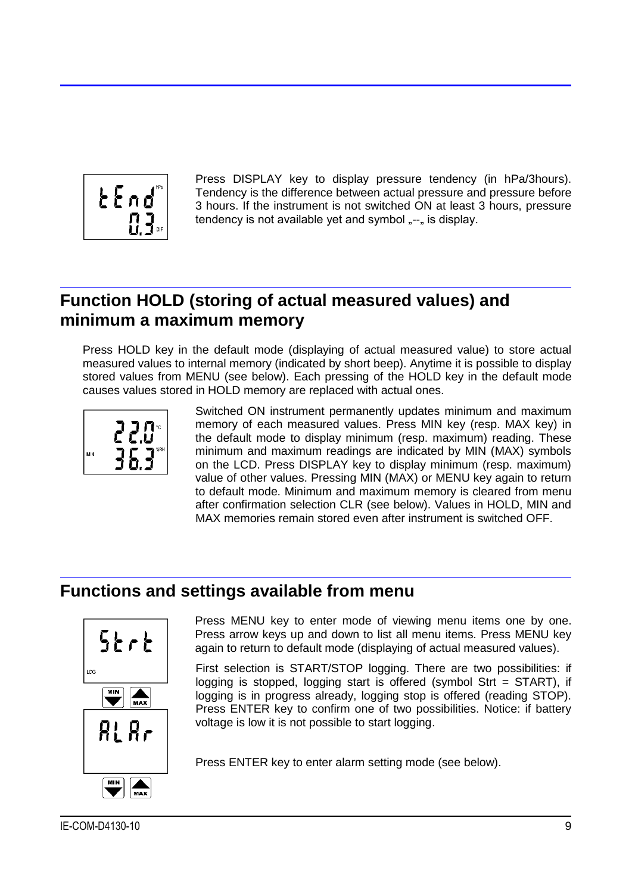Press DISPLAY key to display pressure tendency (in hPa/3hours). Tendency is the difference between actual pressure and pressure before 3 hours. If the instrument is not switched ON at least 3 hours, pressure tendency is not available yet and symbol „--„ is display.

## Function HOLD (storing of actual measured values) and minimum a maximum memory

Press HOLD key in the default mode (displaying of actual measured value) to store actual measured values to internal memory (indicated by short beep). Anytime it is possible to display stored values from MENU (see below). Each pressing of the HOLD key in the default mode causes values stored in HOLD memory are replaced with actual ones.

Switched ON instrument permanently updates minimum and maximum memory of each measured values. Press MIN key (resp. MAX key) in the default mode to display minimum (resp. maximum) reading. These minimum and maximum readings are indicated by MIN (MAX) symbols on the LCD. Press DISPLAY key to display minimum (resp. maximum) value of other values. Pressing MIN (MAX) or MENU key again to return to default mode. Minimum and maximum memory is cleared from menu after confirmation selection CLR (see below). Values in HOLD, MIN and MAX memories remain stored even after instrument is switched OFF.

## Functions and settings available from menu

Press MENU key to enter mode of viewing menu items one by one. Press arrow keys up and down to list all menu items. Press MENU key again to return to default mode (displaying of actual measured values).

First selection is START/STOP logging. There are two possibilities: if logging is stopped, logging start is offered (symbol Strt = START), if logging is in progress already, logging stop is offered (reading STOP). Press ENTER key to confirm one of two possibilities. Notice: if battery voltage is low it is not possible to start logging.

Press ENTER key to enter alarm setting mode (see below).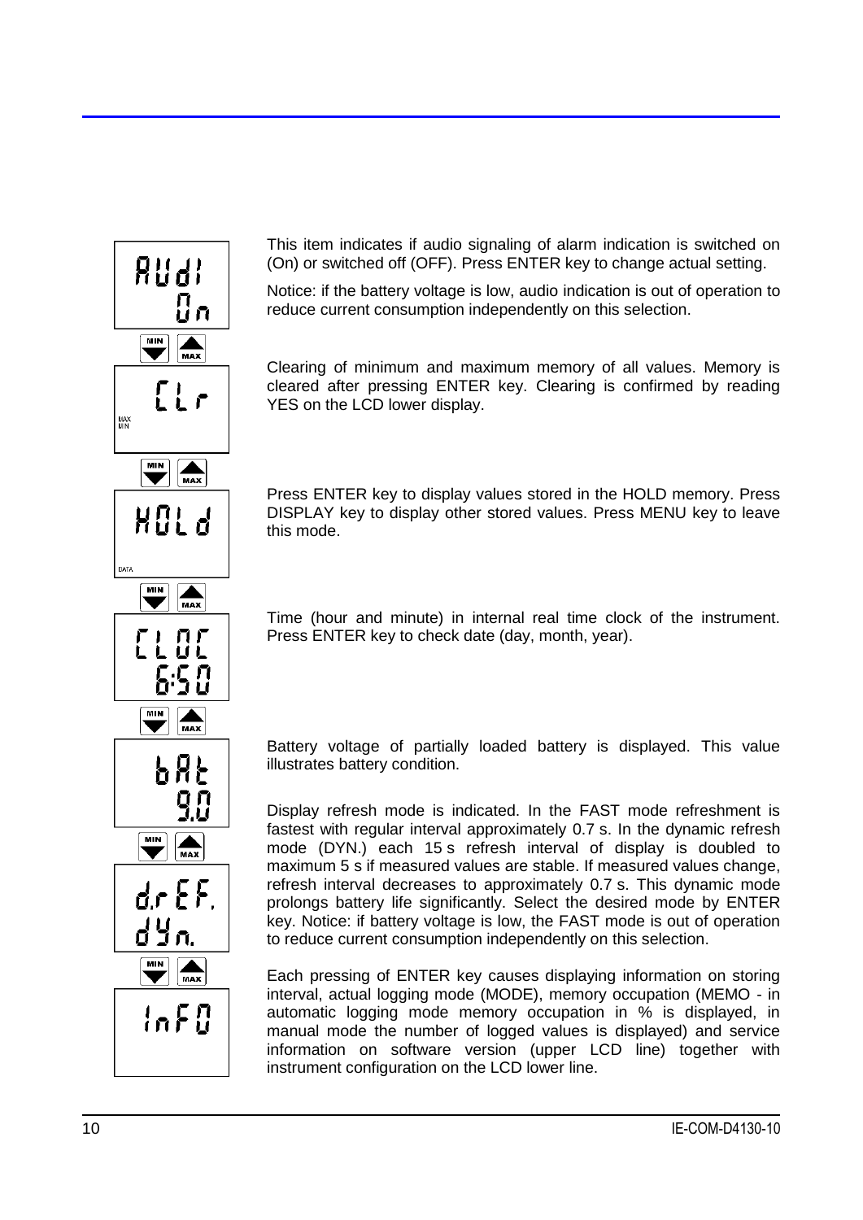This item indicates if audio signaling of alarm indication is switched on (On) or switched off (OFF). Press ENTER key to change actual setting.

Notice: if the battery voltage is low, audio indication is out of operation to reduce current consumption independently on this selection.

Clearing of minimum and maximum memory of all values. Memory is cleared after pressing ENTER key. Clearing is confirmed by reading YES on the LCD lower display.

Press ENTER key to display values stored in the HOLD memory. Press DISPLAY key to display other stored values. Press MENU key to leave this mode.

Time (hour and minute) in internal real time clock of the instrument. Press ENTER key to check date (day, month, year).

Battery voltage of partially loaded battery is displayed. This value illustrates battery condition.

Display refresh mode is indicated. In the FAST mode refreshment is fastest with regular interval approximately 0.7 s. In the dynamic refresh mode (DYN.) each 15 s refresh interval of display is doubled to maximum 5 s if measured values are stable. If measured values change, refresh interval decreases to approximately 0.7 s. This dynamic mode prolongs battery life significantly. Select the desired mode by ENTER key. Notice: if battery voltage is low, the FAST mode is out of operation to reduce current consumption independently on this selection.

Each pressing of ENTER key causes displaying information on storing interval, actual logging mode (MODE), memory occupation (MEMO - in automatic logging mode memory occupation in % is displayed, in manual mode the number of logged values is displayed) and service information on software version (upper LCD line) together with instrument configuration on the LCD lower line.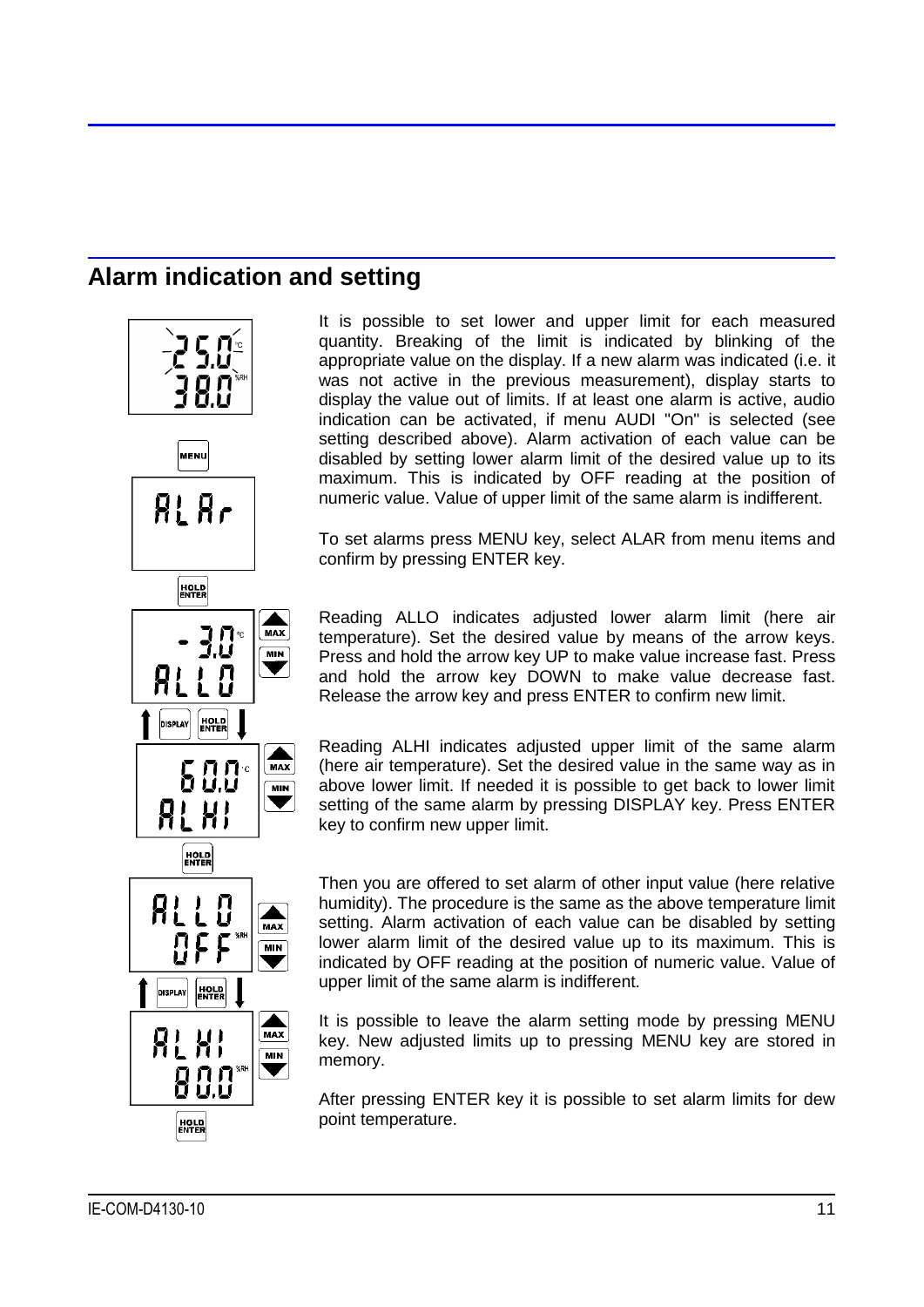## Alarm indication and setting

It is possible to set lower and upper limit for each measured quantity. Breaking of the limit is indicated by blinking of the appropriate value on the display. If a new alarm was indicated (i.e. it was not active in the previous measurement), display starts to display the value out of limits. If at least one alarm is active, audio indication can be activated, if menu AUDI "On" is selected (see setting described above). Alarm activation of each value can be disabled by setting lower alarm limit of the desired value up to its maximum. This is indicated by OFF reading at the position of numeric value. Value of upper limit of the same alarm is indifferent.

To set alarms press MENU key, select ALAR from menu items and confirm by pressing ENTER key.

Reading ALLO indicates adjusted lower alarm limit (here air temperature). Set the desired value by means of the arrow keys. Press and hold the arrow key UP to make value increase fast. Press and hold the arrow key DOWN to make value decrease fast. Release the arrow key and press ENTER to confirm new limit.

Reading ALHI indicates adjusted upper limit of the same alarm (here air temperature). Set the desired value in the same way as in above lower limit. If needed it is possible to get back to lower limit setting of the same alarm by pressing DISPLAY key. Press ENTER key to confirm new upper limit.

Then you are offered to set alarm of other input value (here relative humidity). The procedure is the same as the above temperature limit setting. Alarm activation of each value can be disabled by setting lower alarm limit of the desired value up to its maximum. This is indicated by OFF reading at the position of numeric value. Value of upper limit of the same alarm is indifferent.

It is possible to leave the alarm setting mode by pressing MENU key. New adjusted limits up to pressing MENU key are stored in memory.

After pressing ENTER key it is possible to set alarm limits for dew point temperature.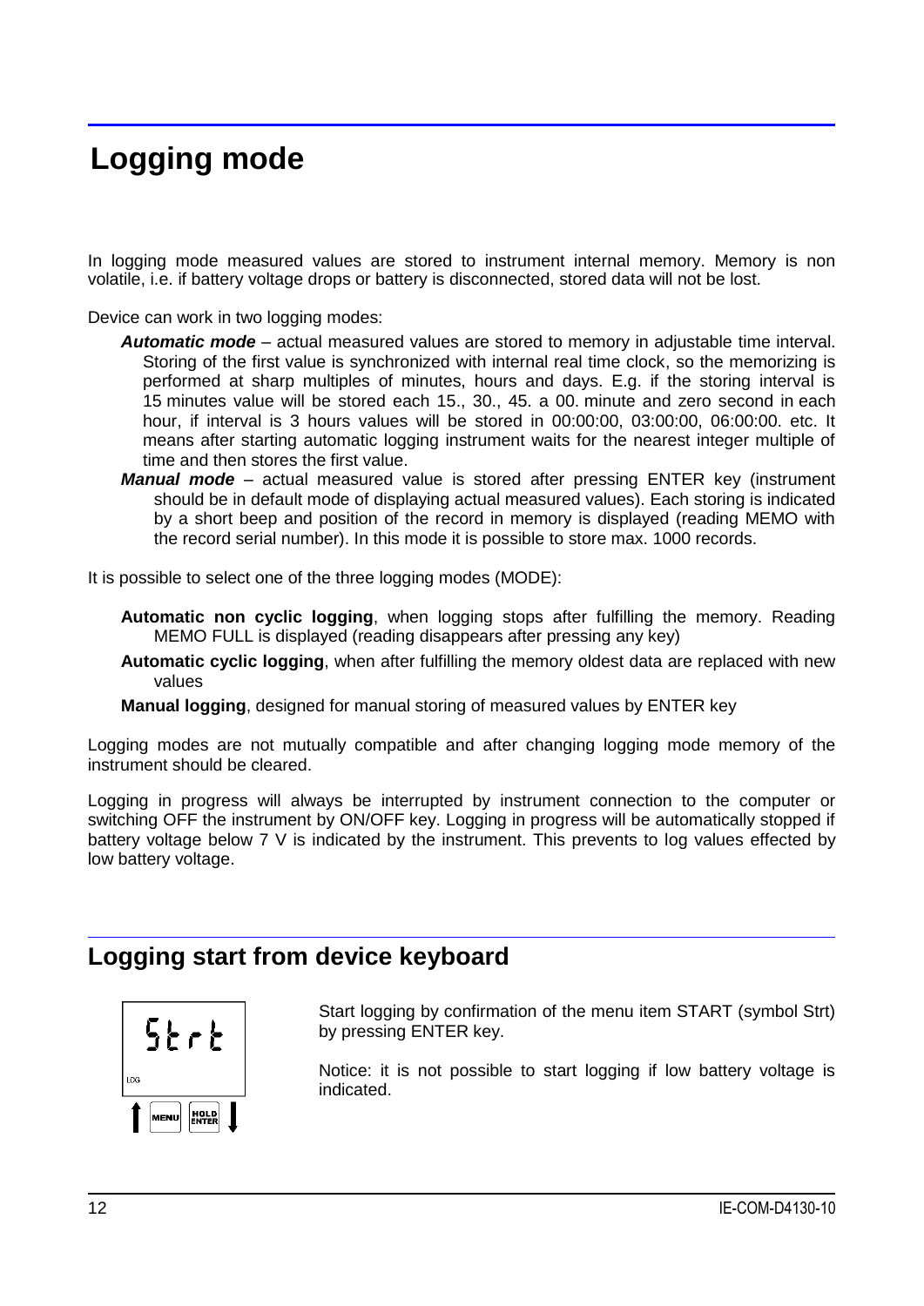# Logging mode

In logging mode measured values are stored to instrument internal memory. Memory is non volatile, i.e. if battery voltage drops or battery is disconnected, stored data will not be lost.

Device can work in two logging modes:

***Automatic mode*** – actual measured values are stored to memory in adjustable time interval. Storing of the first value is synchronized with internal real time clock, so the memorizing is performed at sharp multiples of minutes, hours and days. E.g. if the storing interval is 15 minutes value will be stored each 15., 30., 45. a 00. minute and zero second in each hour, if interval is 3 hours values will be stored in 00:00:00, 03:00:00, 06:00:00. etc. It means after starting automatic logging instrument waits for the nearest integer multiple of time and then stores the first value.

***Manual mode*** – actual measured value is stored after pressing ENTER key (instrument should be in default mode of displaying actual measured values). Each storing is indicated by a short beep and position of the record in memory is displayed (reading MEMO with the record serial number). In this mode it is possible to store max. 1000 records.

It is possible to select one of the three logging modes (MODE):

**Automatic non cyclic logging**, when logging stops after fulfilling the memory. Reading MEMO FULL is displayed (reading disappears after pressing any key)

**Automatic cyclic logging**, when after fulfilling the memory oldest data are replaced with new values

**Manual logging**, designed for manual storing of measured values by ENTER key

Logging modes are not mutually compatible and after changing logging mode memory of the instrument should be cleared.

Logging in progress will always be interrupted by instrument connection to the computer or switching OFF the instrument by ON/OFF key. Logging in progress will be automatically stopped if battery voltage below 7 V is indicated by the instrument. This prevents to log values effected by low battery voltage.

## Logging start from device keyboard

Start logging by confirmation of the menu item START (symbol Strt) by pressing ENTER key.

Notice: it is not possible to start logging if low battery voltage is indicated.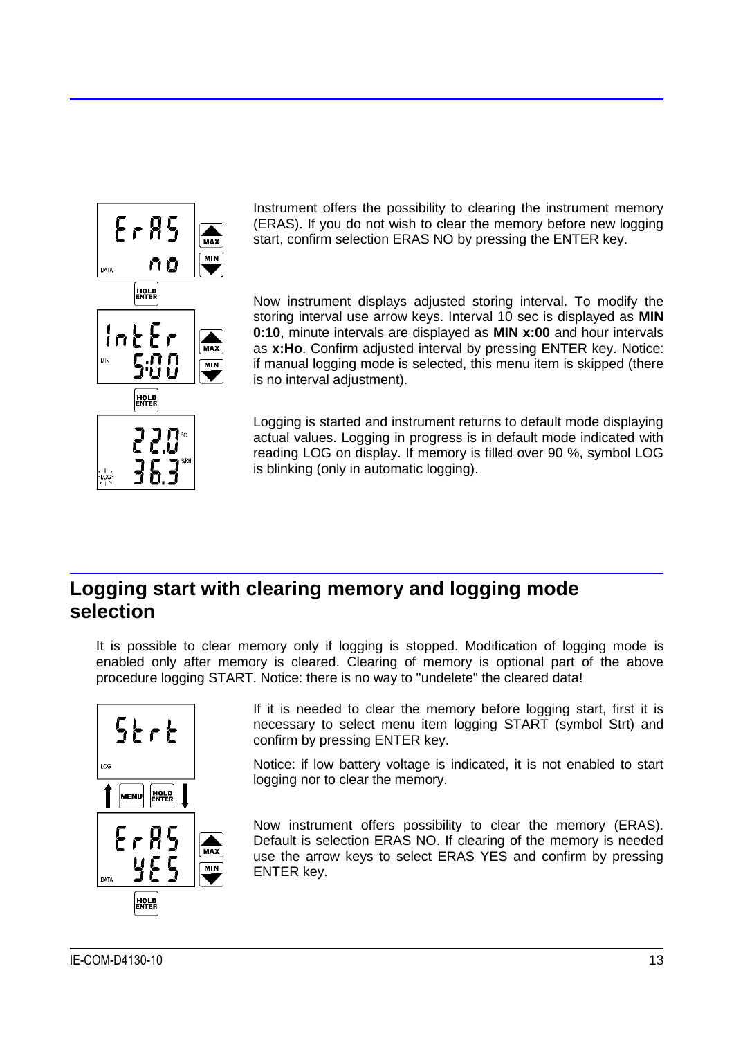Instrument offers the possibility to clearing the instrument memory (ERAS). If you do not wish to clear the memory before new logging start, confirm selection ERAS NO by pressing the ENTER key.

Now instrument displays adjusted storing interval. To modify the storing interval use arrow keys. Interval 10 sec is displayed as **MIN 0:10**, minute intervals are displayed as **MIN x:00** and hour intervals as **x:Ho**. Confirm adjusted interval by pressing ENTER key. Notice: if manual logging mode is selected, this menu item is skipped (there is no interval adjustment).

Logging is started and instrument returns to default mode displaying actual values. Logging in progress is in default mode indicated with reading LOG on display. If memory is filled over 90 %, symbol LOG is blinking (only in automatic logging).

## Logging start with clearing memory and logging mode selection

It is possible to clear memory only if logging is stopped. Modification of logging mode is enabled only after memory is cleared. Clearing of memory is optional part of the above procedure logging START. Notice: there is no way to "undelete" the cleared data!

If it is needed to clear the memory before logging start, first it is necessary to select menu item logging START (symbol Strt) and confirm by pressing ENTER key.

Notice: if low battery voltage is indicated, it is not enabled to start logging nor to clear the memory.

Now instrument offers possibility to clear the memory (ERAS). Default is selection ERAS NO. If clearing of the memory is needed use the arrow keys to select ERAS YES and confirm by pressing ENTER key.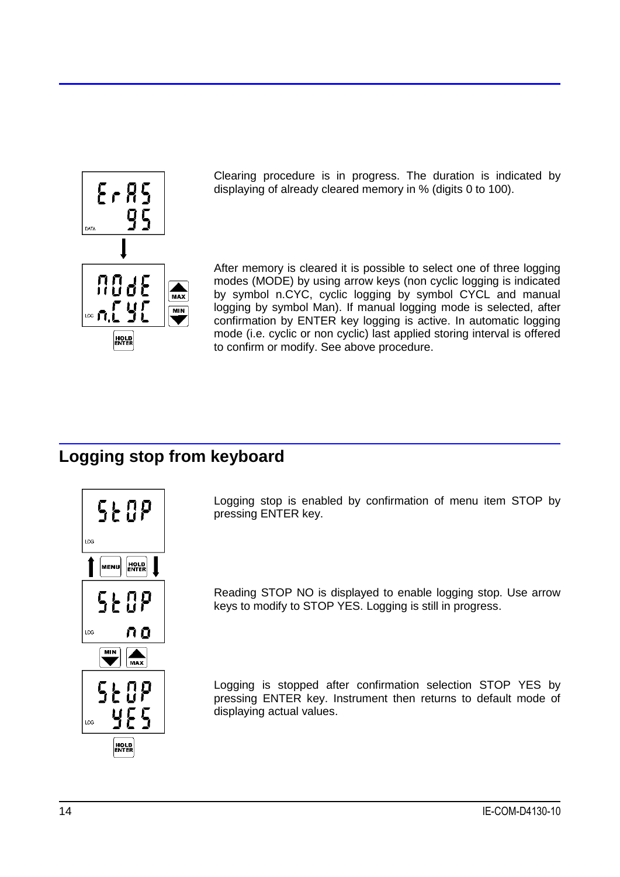Clearing procedure is in progress. The duration is indicated by displaying of already cleared memory in % (digits 0 to 100).

After memory is cleared it is possible to select one of three logging modes (MODE) by using arrow keys (non cyclic logging is indicated by symbol n.CYC, cyclic logging by symbol CYCL and manual logging by symbol Man). If manual logging mode is selected, after confirmation by ENTER key logging is active. In automatic logging mode (i.e. cyclic or non cyclic) last applied storing interval is offered to confirm or modify. See above procedure.

## Logging stop from keyboard

Logging stop is enabled by confirmation of menu item STOP by pressing ENTER key.

Reading STOP NO is displayed to enable logging stop. Use arrow keys to modify to STOP YES. Logging is still in progress.

Logging is stopped after confirmation selection STOP YES by pressing ENTER key. Instrument then returns to default mode of displaying actual values.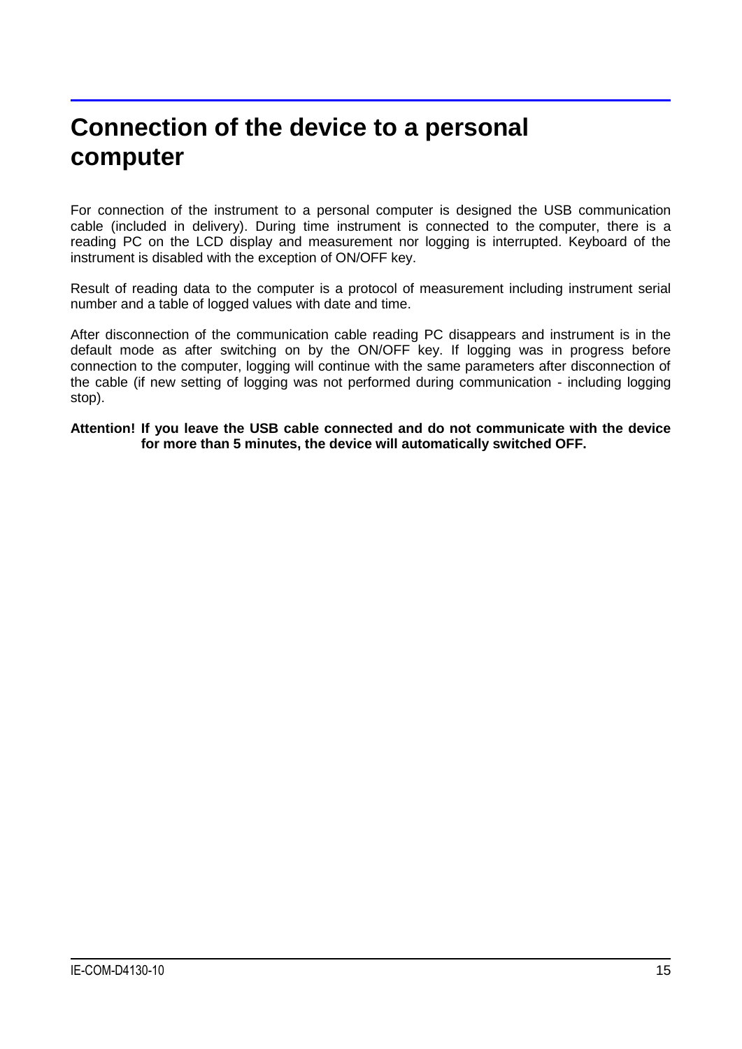# Connection of the device to a personal computer

For connection of the instrument to a personal computer is designed the USB communication cable (included in delivery). During time instrument is connected to the computer, there is a reading PC on the LCD display and measurement nor logging is interrupted. Keyboard of the instrument is disabled with the exception of ON/OFF key.

Result of reading data to the computer is a protocol of measurement including instrument serial number and a table of logged values with date and time.

After disconnection of the communication cable reading PC disappears and instrument is in the default mode as after switching on by the ON/OFF key. If logging was in progress before connection to the computer, logging will continue with the same parameters after disconnection of the cable (if new setting of logging was not performed during communication - including logging stop).

**Attention! If you leave the USB cable connected and do not communicate with the device for more than 5 minutes, the device will automatically switched OFF.**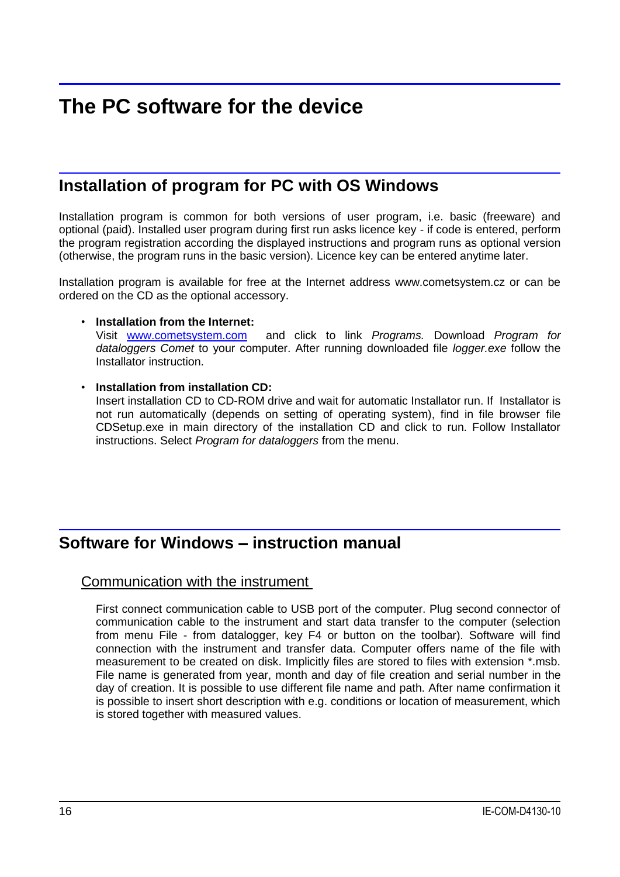# The PC software for the device

## Installation of program for PC with OS Windows

Installation program is common for both versions of user program, i.e. basic (freeware) and optional (paid). Installed user program during first run asks licence key - if code is entered, perform the program registration according the displayed instructions and program runs as optional version (otherwise, the program runs in the basic version). Licence key can be entered anytime later.

Installation program is available for free at the Internet address www.cometsystem.cz or can be ordered on the CD as the optional accessory.

- **Installation from the Internet:**
  Visit www.cometsystem.com and click to link *Programs.* Download *Program for dataloggers Comet* to your computer. After running downloaded file *logger.exe* follow the Installator instruction.

- **Installation from installation CD:**
  Insert installation CD to CD-ROM drive and wait for automatic Installator run. If Installator is not run automatically (depends on setting of operating system), find in file browser file CDSetup.exe in main directory of the installation CD and click to run. Follow Installator instructions. Select *Program for dataloggers* from the menu.

## Software for Windows – instruction manual

### Communication with the instrument

First connect communication cable to USB port of the computer. Plug second connector of communication cable to the instrument and start data transfer to the computer (selection from menu File - from datalogger, key F4 or button on the toolbar). Software will find connection with the instrument and transfer data. Computer offers name of the file with measurement to be created on disk. Implicitly files are stored to files with extension *.msb. File name is generated from year, month and day of file creation and serial number in the day of creation. It is possible to use different file name and path. After name confirmation it is possible to insert short description with e.g. conditions or location of measurement, which is stored together with measured values.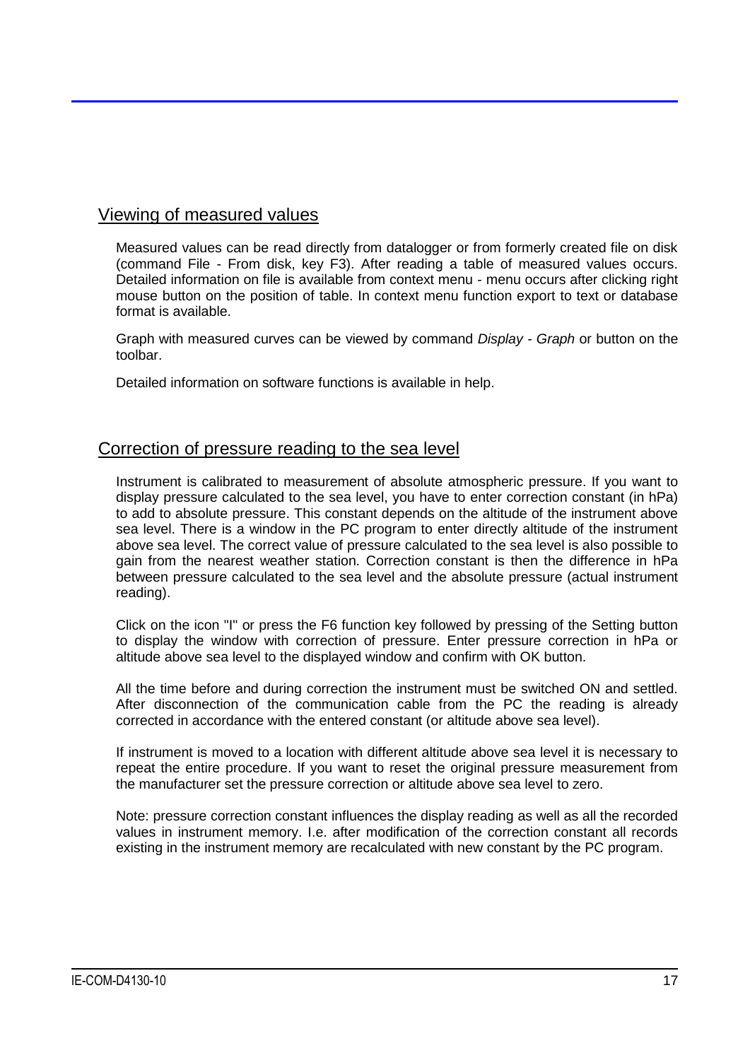## Viewing of measured values

Measured values can be read directly from datalogger or from formerly created file on disk (command File - From disk, key F3). After reading a table of measured values occurs. Detailed information on file is available from context menu - menu occurs after clicking right mouse button on the position of table. In context menu function export to text or database format is available.

Graph with measured curves can be viewed by command *Display - Graph* or button on the toolbar.

Detailed information on software functions is available in help.

## Correction of pressure reading to the sea level

Instrument is calibrated to measurement of absolute atmospheric pressure. If you want to display pressure calculated to the sea level, you have to enter correction constant (in hPa) to add to absolute pressure. This constant depends on the altitude of the instrument above sea level. There is a window in the PC program to enter directly altitude of the instrument above sea level. The correct value of pressure calculated to the sea level is also possible to gain from the nearest weather station. Correction constant is then the difference in hPa between pressure calculated to the sea level and the absolute pressure (actual instrument reading).

Click on the icon "I" or press the F6 function key followed by pressing of the Setting button to display the window with correction of pressure. Enter pressure correction in hPa or altitude above sea level to the displayed window and confirm with OK button.

All the time before and during correction the instrument must be switched ON and settled. After disconnection of the communication cable from the PC the reading is already corrected in accordance with the entered constant (or altitude above sea level).

If instrument is moved to a location with different altitude above sea level it is necessary to repeat the entire procedure. If you want to reset the original pressure measurement from the manufacturer set the pressure correction or altitude above sea level to zero.

Note: pressure correction constant influences the display reading as well as all the recorded values in instrument memory. I.e. after modification of the correction constant all records existing in the instrument memory are recalculated with new constant by the PC program.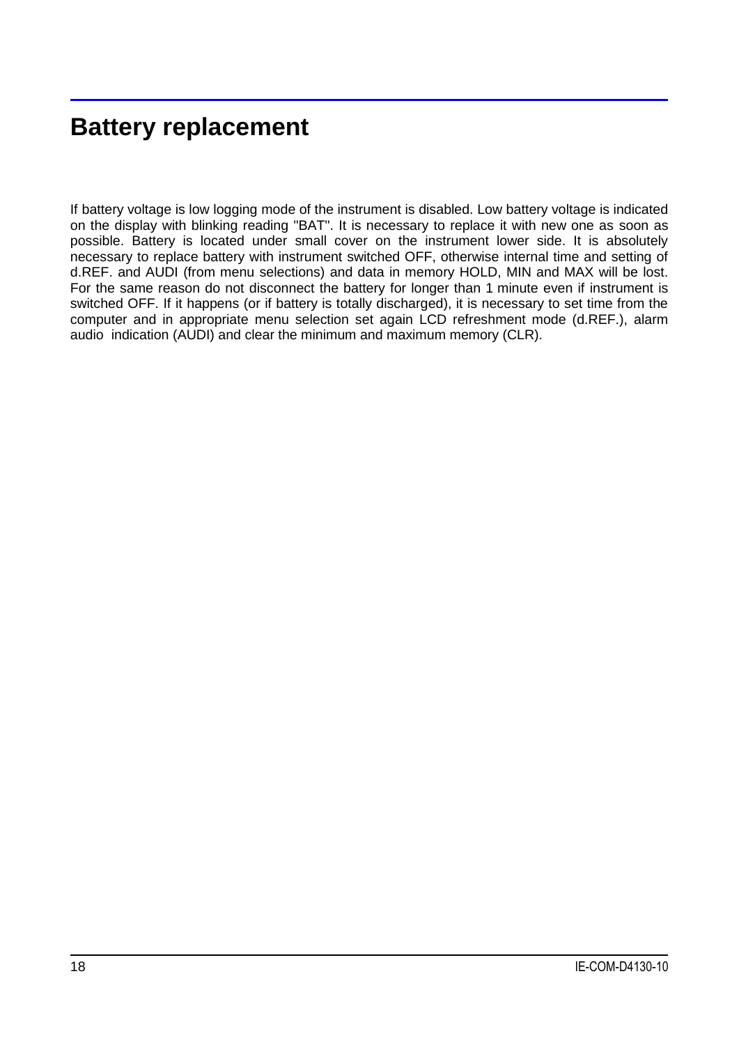# Battery replacement

If battery voltage is low logging mode of the instrument is disabled. Low battery voltage is indicated on the display with blinking reading "BAT". It is necessary to replace it with new one as soon as possible. Battery is located under small cover on the instrument lower side. It is absolutely necessary to replace battery with instrument switched OFF, otherwise internal time and setting of d.REF. and AUDI (from menu selections) and data in memory HOLD, MIN and MAX will be lost. For the same reason do not disconnect the battery for longer than 1 minute even if instrument is switched OFF. If it happens (or if battery is totally discharged), it is necessary to set time from the computer and in appropriate menu selection set again LCD refreshment mode (d.REF.), alarm audio indication (AUDI) and clear the minimum and maximum memory (CLR).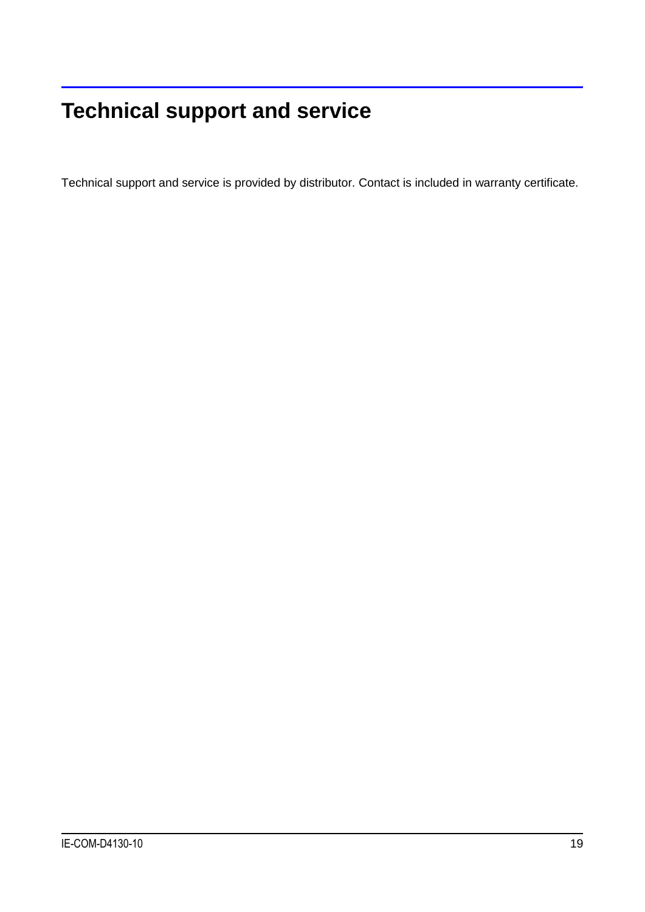# Technical support and service

Technical support and service is provided by distributor. Contact is included in warranty certificate.